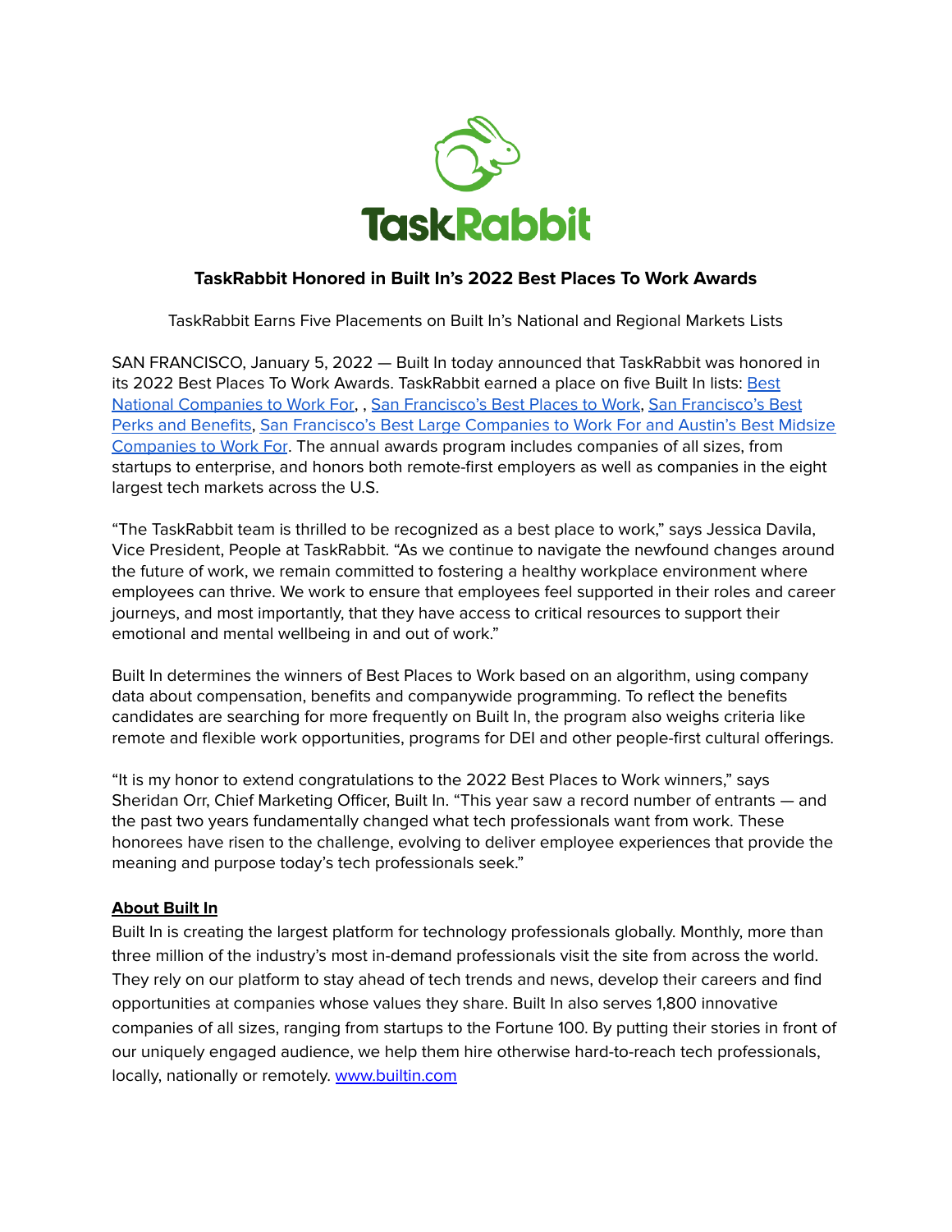TaskRabbit

## TaskRabbit Honored in Built In's 2022 Best Places To Work Awards

TaskRabbit Earns Five Placements on Built In's National and Regional Markets Lists

SAN FRANCISCO, January 5, 2022 — Built In today announced that TaskRabbit was honored in its 2022 Best Places To Work Awards. TaskRabbit earned a place on five Built In lists: Best National Companies to Work For, , San Francisco's Best Places to Work, San Francisco's Best Perks and Benefits, San Francisco's Best Large Companies to Work For and Austin's Best Midsize Companies to Work For. The annual awards program includes companies of all sizes, from startups to enterprise, and honors both remote-first employers as well as companies in the eight largest tech markets across the U.S.

"The TaskRabbit team is thrilled to be recognized as a best place to work," says Jessica Davila, Vice President, People at TaskRabbit. "As we continue to navigate the newfound changes around the future of work, we remain committed to fostering a healthy workplace environment where employees can thrive. We work to ensure that employees feel supported in their roles and career journeys, and most importantly, that they have access to critical resources to support their emotional and mental wellbeing in and out of work."

Built In determines the winners of Best Places to Work based on an algorithm, using company data about compensation, benefits and companywide programming. To reflect the benefits candidates are searching for more frequently on Built In, the program also weighs criteria like remote and flexible work opportunities, programs for DEI and other people-first cultural offerings.

"It is my honor to extend congratulations to the 2022 Best Places to Work winners," says Sheridan Orr, Chief Marketing Officer, Built In. "This year saw a record number of entrants — and the past two years fundamentally changed what tech professionals want from work. These honorees have risen to the challenge, evolving to deliver employee experiences that provide the meaning and purpose today's tech professionals seek."

**About Built In**

Built In is creating the largest platform for technology professionals globally. Monthly, more than three million of the industry's most in-demand professionals visit the site from across the world. They rely on our platform to stay ahead of tech trends and news, develop their careers and find opportunities at companies whose values they share. Built In also serves 1,800 innovative companies of all sizes, ranging from startups to the Fortune 100. By putting their stories in front of our uniquely engaged audience, we help them hire otherwise hard-to-reach tech professionals, locally, nationally or remotely. www.builtin.com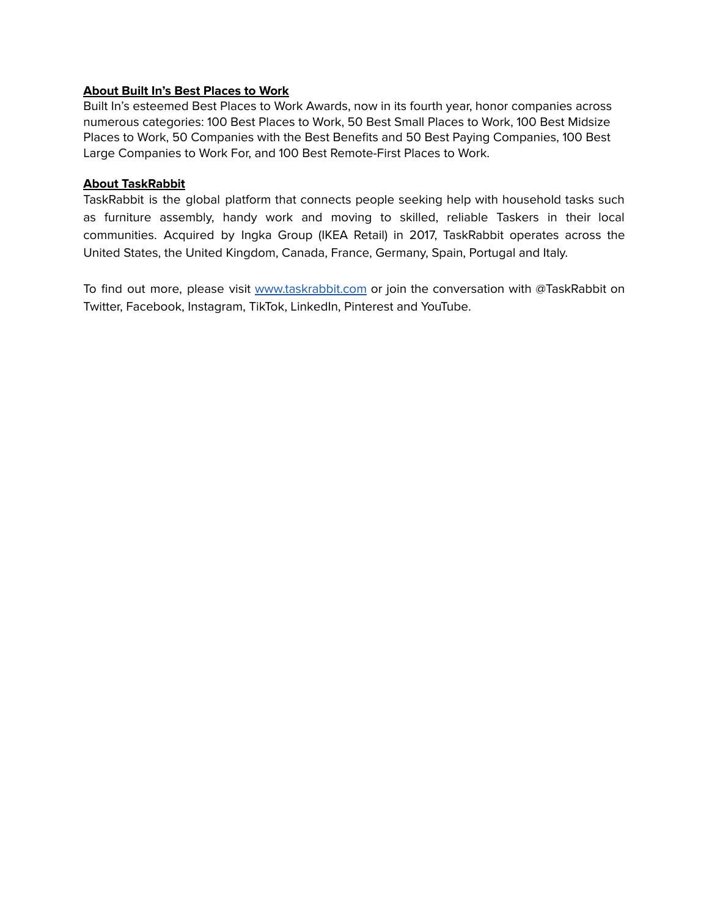**About Built In's Best Places to Work**

Built In's esteemed Best Places to Work Awards, now in its fourth year, honor companies across numerous categories: 100 Best Places to Work, 50 Best Small Places to Work, 100 Best Midsize Places to Work, 50 Companies with the Best Benefits and 50 Best Paying Companies, 100 Best Large Companies to Work For, and 100 Best Remote-First Places to Work.

**About TaskRabbit**

TaskRabbit is the global platform that connects people seeking help with household tasks such as furniture assembly, handy work and moving to skilled, reliable Taskers in their local communities. Acquired by Ingka Group (IKEA Retail) in 2017, TaskRabbit operates across the United States, the United Kingdom, Canada, France, Germany, Spain, Portugal and Italy.

To find out more, please visit [www.taskrabbit.com](http://www.taskrabbit.com) or join the conversation with @TaskRabbit on Twitter, Facebook, Instagram, TikTok, LinkedIn, Pinterest and YouTube.